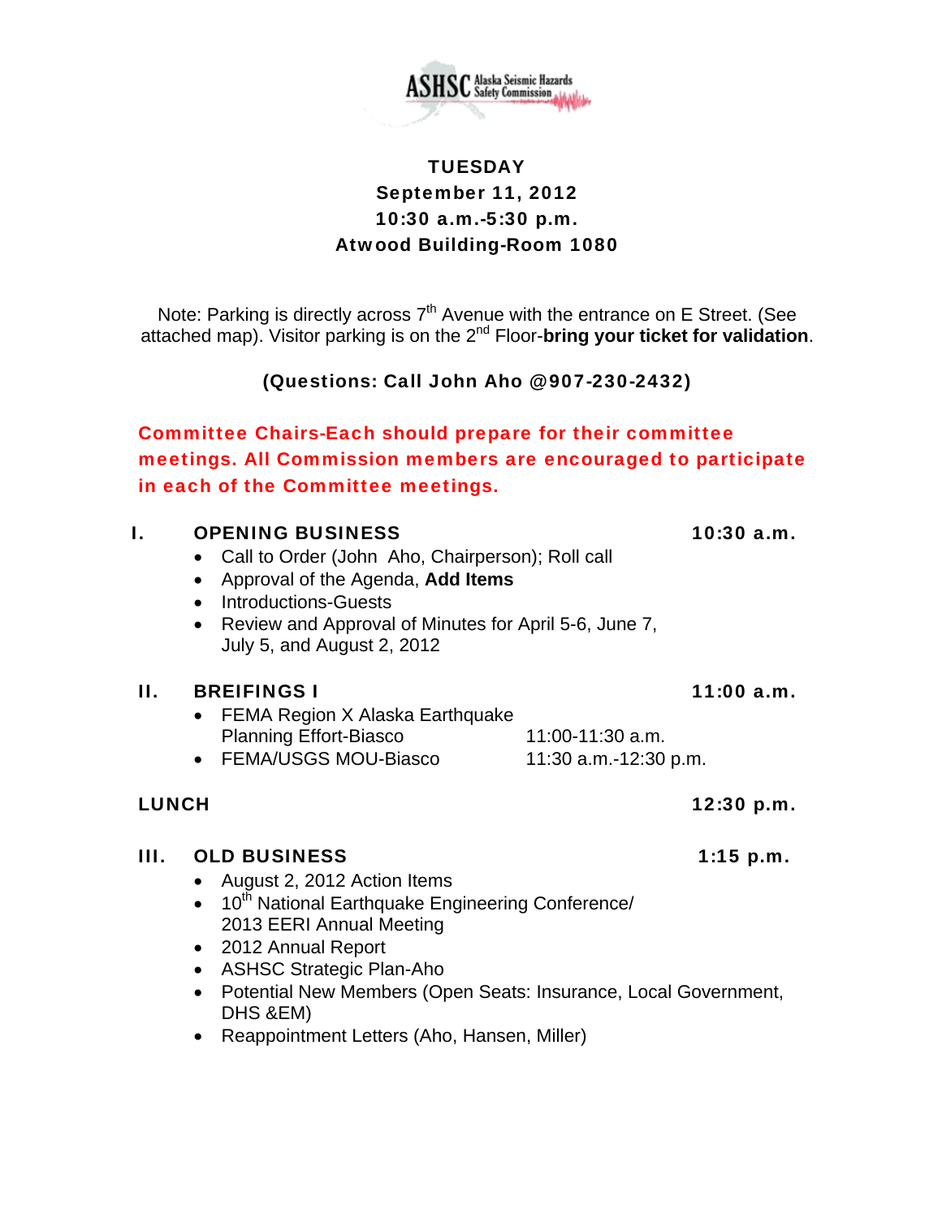ASHSC Alaska Seismic Hazards Safety Commission

**TUESDAY**
**September 11, 2012**
**10:30 a.m.-5:30 p.m.**
**Atwood Building-Room 1080**

Note: Parking is directly across 7th Avenue with the entrance on E Street. (See attached map). Visitor parking is on the 2nd Floor-**bring your ticket for validation**.

**(Questions: Call John Aho @907-230-2432)**

**Committee Chairs-Each should prepare for their committee meetings. All Commission members are encouraged to participate in each of the Committee meetings.**

## I. OPENING BUSINESS — 10:30 a.m.

- Call to Order (John Aho, Chairperson); Roll call
- Approval of the Agenda, **Add Items**
- Introductions-Guests
- Review and Approval of Minutes for April 5-6, June 7, July 5, and August 2, 2012

## II. BREIFINGS I — 11:00 a.m.

- FEMA Region X Alaska Earthquake Planning Effort-Biasco — 11:00-11:30 a.m.
- FEMA/USGS MOU-Biasco — 11:30 a.m.-12:30 p.m.

## LUNCH — 12:30 p.m.

## III. OLD BUSINESS — 1:15 p.m.

- August 2, 2012 Action Items
- 10th National Earthquake Engineering Conference/ 2013 EERI Annual Meeting
- 2012 Annual Report
- ASHSC Strategic Plan-Aho
- Potential New Members (Open Seats: Insurance, Local Government, DHS &EM)
- Reappointment Letters (Aho, Hansen, Miller)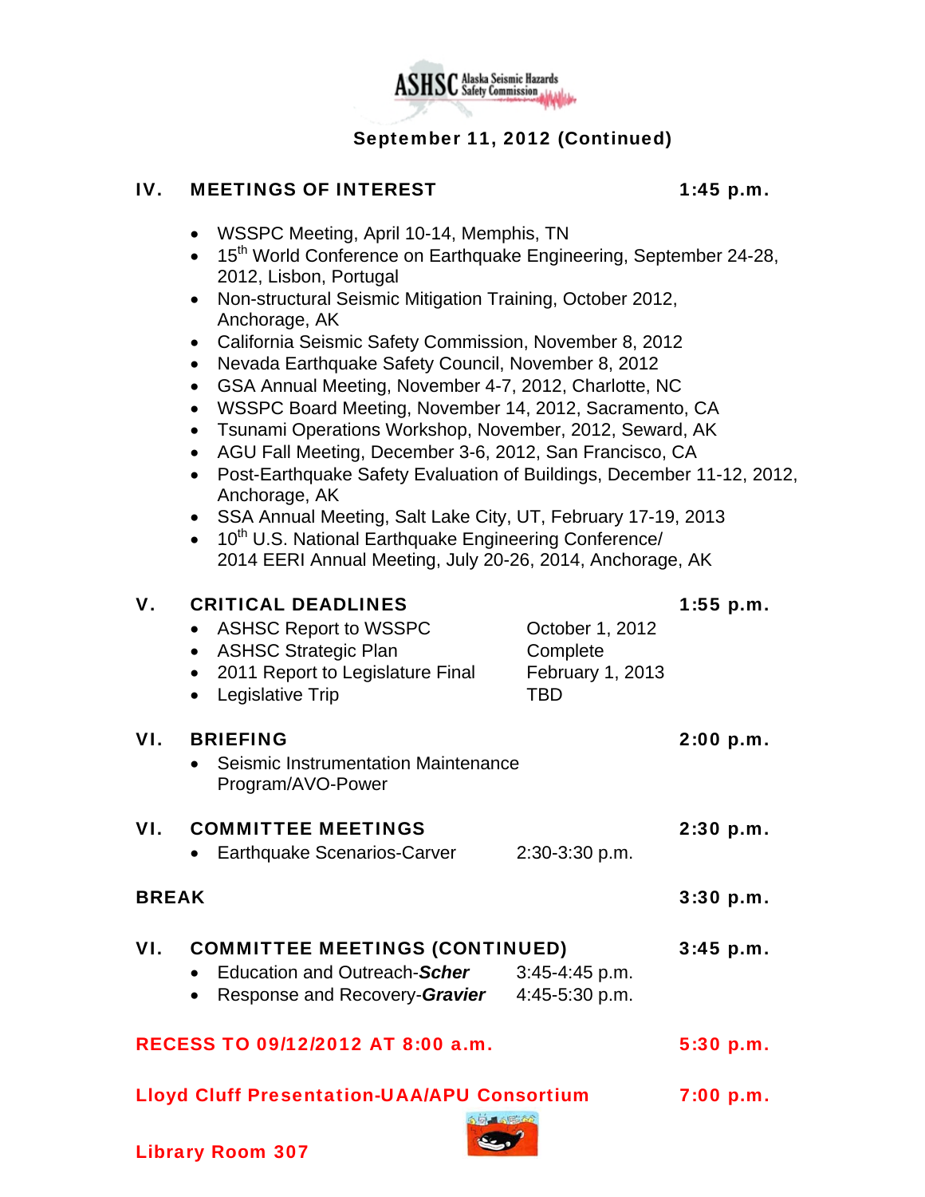**September 11, 2012 (Continued)**

## IV. MEETINGS OF INTEREST — 1:45 p.m.

- WSSPC Meeting, April 10-14, Memphis, TN
- 15th World Conference on Earthquake Engineering, September 24-28, 2012, Lisbon, Portugal
- Non-structural Seismic Mitigation Training, October 2012, Anchorage, AK
- California Seismic Safety Commission, November 8, 2012
- Nevada Earthquake Safety Council, November 8, 2012
- GSA Annual Meeting, November 4-7, 2012, Charlotte, NC
- WSSPC Board Meeting, November 14, 2012, Sacramento, CA
- Tsunami Operations Workshop, November, 2012, Seward, AK
- AGU Fall Meeting, December 3-6, 2012, San Francisco, CA
- Post-Earthquake Safety Evaluation of Buildings, December 11-12, 2012, Anchorage, AK
- SSA Annual Meeting, Salt Lake City, UT, February 17-19, 2013
- 10th U.S. National Earthquake Engineering Conference/ 2014 EERI Annual Meeting, July 20-26, 2014, Anchorage, AK

## V. CRITICAL DEADLINES — 1:55 p.m.

- ASHSC Report to WSSPC — October 1, 2012
- ASHSC Strategic Plan — Complete
- 2011 Report to Legislature Final — February 1, 2013
- Legislative Trip — TBD

## VI. BRIEFING — 2:00 p.m.

- Seismic Instrumentation Maintenance Program/AVO-Power

## VI. COMMITTEE MEETINGS — 2:30 p.m.

- Earthquake Scenarios-Carver — 2:30-3:30 p.m.

## BREAK — 3:30 p.m.

## VI. COMMITTEE MEETINGS (CONTINUED) — 3:45 p.m.

- Education and Outreach-***Scher*** — 3:45-4:45 p.m.
- Response and Recovery-***Gravier*** — 4:45-5:30 p.m.

**RECESS TO 09/12/2012 AT 8:00 a.m. — 5:30 p.m.**

**Lloyd Cluff Presentation-UAA/APU Consortium — 7:00 p.m.**

**Library Room 307**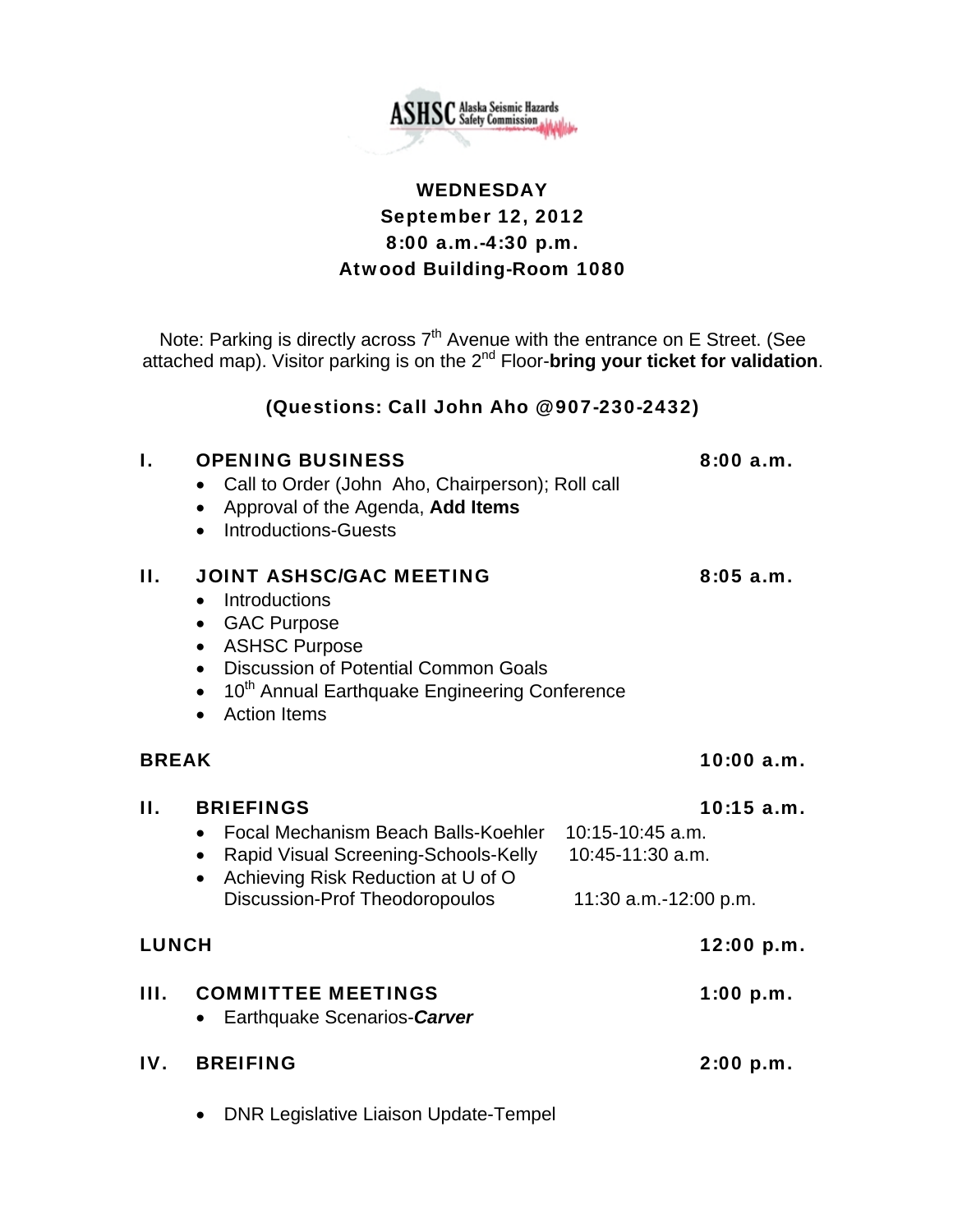ASHSC Alaska Seismic Hazards Safety Commission

**WEDNESDAY**
**September 12, 2012**
**8:00 a.m.-4:30 p.m.**
**Atwood Building-Room 1080**

Note: Parking is directly across 7th Avenue with the entrance on E Street. (See attached map). Visitor parking is on the 2nd Floor-**bring your ticket for validation**.

**(Questions: Call John Aho @907-230-2432)**

**I. OPENING BUSINESS** — **8:00 a.m.**

- Call to Order (John Aho, Chairperson); Roll call
- Approval of the Agenda, **Add Items**
- Introductions-Guests

**II. JOINT ASHSC/GAC MEETING** — **8:05 a.m.**

- Introductions
- GAC Purpose
- ASHSC Purpose
- Discussion of Potential Common Goals
- 10th Annual Earthquake Engineering Conference
- Action Items

**BREAK** — **10:00 a.m.**

**II. BRIEFINGS** — **10:15 a.m.**

- Focal Mechanism Beach Balls-Koehler — 10:15-10:45 a.m.
- Rapid Visual Screening-Schools-Kelly — 10:45-11:30 a.m.
- Achieving Risk Reduction at U of O Discussion-Prof Theodoropoulos — 11:30 a.m.-12:00 p.m.

**LUNCH** — **12:00 p.m.**

**III. COMMITTEE MEETINGS** — **1:00 p.m.**

- Earthquake Scenarios-***Carver***

**IV. BREIFING** — **2:00 p.m.**

- DNR Legislative Liaison Update-Tempel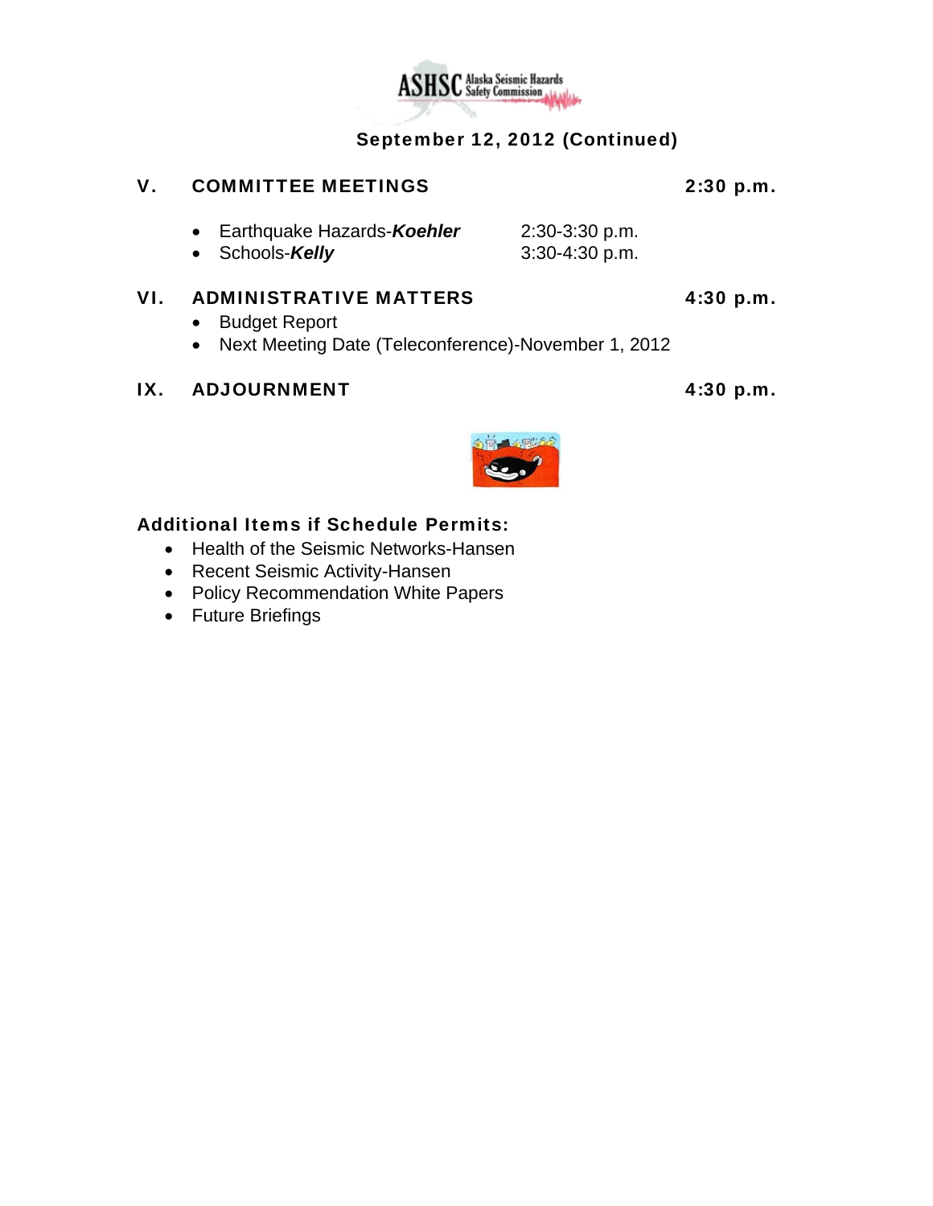**September 12, 2012 (Continued)**

## V. COMMITTEE MEETINGS 2:30 p.m.

- Earthquake Hazards-***Koehler*** 2:30-3:30 p.m.
- Schools-***Kelly*** 3:30-4:30 p.m.

## VI. ADMINISTRATIVE MATTERS 4:30 p.m.

- Budget Report
- Next Meeting Date (Teleconference)-November 1, 2012

## IX. ADJOURNMENT 4:30 p.m.

**Additional Items if Schedule Permits:**

- Health of the Seismic Networks-Hansen
- Recent Seismic Activity-Hansen
- Policy Recommendation White Papers
- Future Briefings